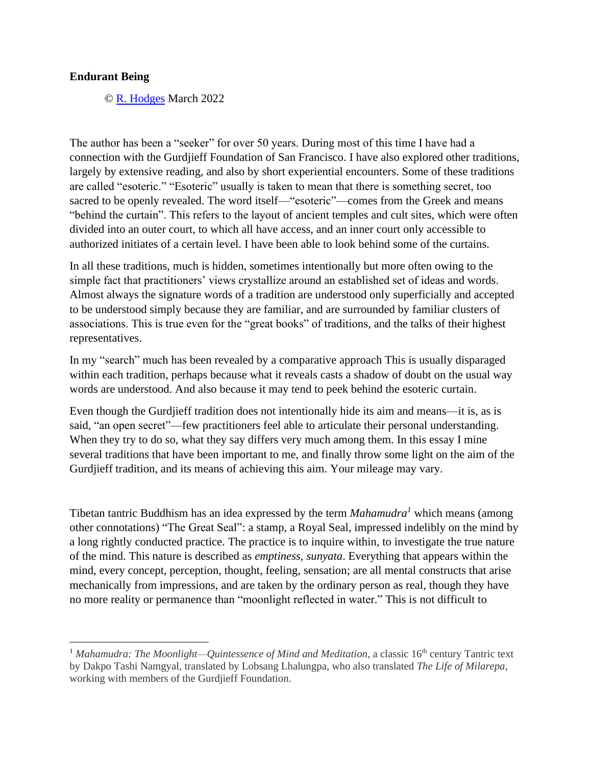**Endurant Being**

© [R. Hodges](#) March 2022

The author has been a "seeker" for over 50 years. During most of this time I have had a connection with the Gurdjieff Foundation of San Francisco. I have also explored other traditions, largely by extensive reading, and also by short experiential encounters. Some of these traditions are called "esoteric." "Esoteric" usually is taken to mean that there is something secret, too sacred to be openly revealed. The word itself—"esoteric"—comes from the Greek and means "behind the curtain". This refers to the layout of ancient temples and cult sites, which were often divided into an outer court, to which all have access, and an inner court only accessible to authorized initiates of a certain level. I have been able to look behind some of the curtains.

In all these traditions, much is hidden, sometimes intentionally but more often owing to the simple fact that practitioners' views crystallize around an established set of ideas and words. Almost always the signature words of a tradition are understood only superficially and accepted to be understood simply because they are familiar, and are surrounded by familiar clusters of associations. This is true even for the "great books" of traditions, and the talks of their highest representatives.

In my "search" much has been revealed by a comparative approach This is usually disparaged within each tradition, perhaps because what it reveals casts a shadow of doubt on the usual way words are understood. And also because it may tend to peek behind the esoteric curtain.

Even though the Gurdjieff tradition does not intentionally hide its aim and means—it is, as is said, "an open secret"—few practitioners feel able to articulate their personal understanding. When they try to do so, what they say differs very much among them. In this essay I mine several traditions that have been important to me, and finally throw some light on the aim of the Gurdjieff tradition, and its means of achieving this aim. Your mileage may vary.

Tibetan tantric Buddhism has an idea expressed by the term *Mahamudra*[1] which means (among other connotations) "The Great Seal": a stamp, a Royal Seal, impressed indelibly on the mind by a long rightly conducted practice. The practice is to inquire within, to investigate the true nature of the mind. This nature is described as *emptiness*, *sunyata*. Everything that appears within the mind, every concept, perception, thought, feeling, sensation; are all mental constructs that arise mechanically from impressions, and are taken by the ordinary person as real, though they have no more reality or permanence than "moonlight reflected in water." This is not difficult to

---

[1] *Mahamudra: The Moonlight—Quintessence of Mind and Meditation*, a classic 16th century Tantric text by Dakpo Tashi Namgyal, translated by Lobsang Lhalungpa, who also translated *The Life of Milarepa*, working with members of the Gurdjieff Foundation.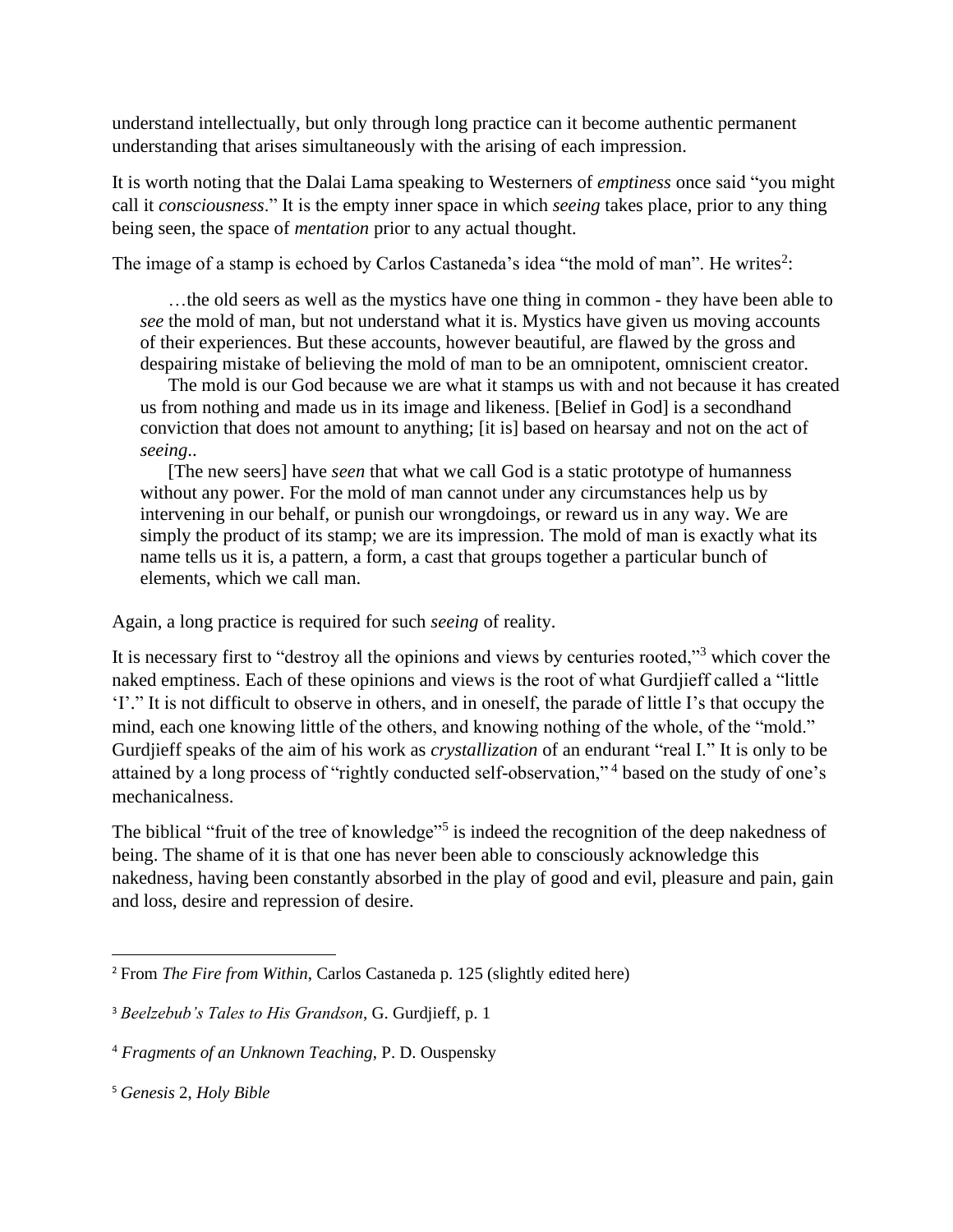understand intellectually, but only through long practice can it become authentic permanent understanding that arises simultaneously with the arising of each impression.

It is worth noting that the Dalai Lama speaking to Westerners of *emptiness* once said "you might call it *consciousness*." It is the empty inner space in which *seeing* takes place, prior to any thing being seen, the space of *mentation* prior to any actual thought.

The image of a stamp is echoed by Carlos Castaneda's idea "the mold of man". He writes[2]:

> …the old seers as well as the mystics have one thing in common - they have been able to *see* the mold of man, but not understand what it is. Mystics have given us moving accounts of their experiences. But these accounts, however beautiful, are flawed by the gross and despairing mistake of believing the mold of man to be an omnipotent, omniscient creator.
>
> The mold is our God because we are what it stamps us with and not because it has created us from nothing and made us in its image and likeness. [Belief in God] is a secondhand conviction that does not amount to anything; [it is] based on hearsay and not on the act of *seeing*..
>
> [The new seers] have *seen* that what we call God is a static prototype of humanness without any power. For the mold of man cannot under any circumstances help us by intervening in our behalf, or punish our wrongdoings, or reward us in any way. We are simply the product of its stamp; we are its impression. The mold of man is exactly what its name tells us it is, a pattern, a form, a cast that groups together a particular bunch of elements, which we call man.

Again, a long practice is required for such *seeing* of reality.

It is necessary first to "destroy all the opinions and views by centuries rooted,"[3] which cover the naked emptiness. Each of these opinions and views is the root of what Gurdjieff called a "little 'I'." It is not difficult to observe in others, and in oneself, the parade of little I's that occupy the mind, each one knowing little of the others, and knowing nothing of the whole, of the "mold." Gurdjieff speaks of the aim of his work as *crystallization* of an endurant "real I." It is only to be attained by a long process of "rightly conducted self-observation,"[4] based on the study of one's mechanicalness.

The biblical "fruit of the tree of knowledge"[5] is indeed the recognition of the deep nakedness of being. The shame of it is that one has never been able to consciously acknowledge this nakedness, having been constantly absorbed in the play of good and evil, pleasure and pain, gain and loss, desire and repression of desire.

---

[2] From *The Fire from Within*, Carlos Castaneda p. 125 (slightly edited here)

[3] *Beelzebub's Tales to His Grandson*, G. Gurdjieff, p. 1

[4] *Fragments of an Unknown Teaching*, P. D. Ouspensky

[5] *Genesis* 2, *Holy Bible*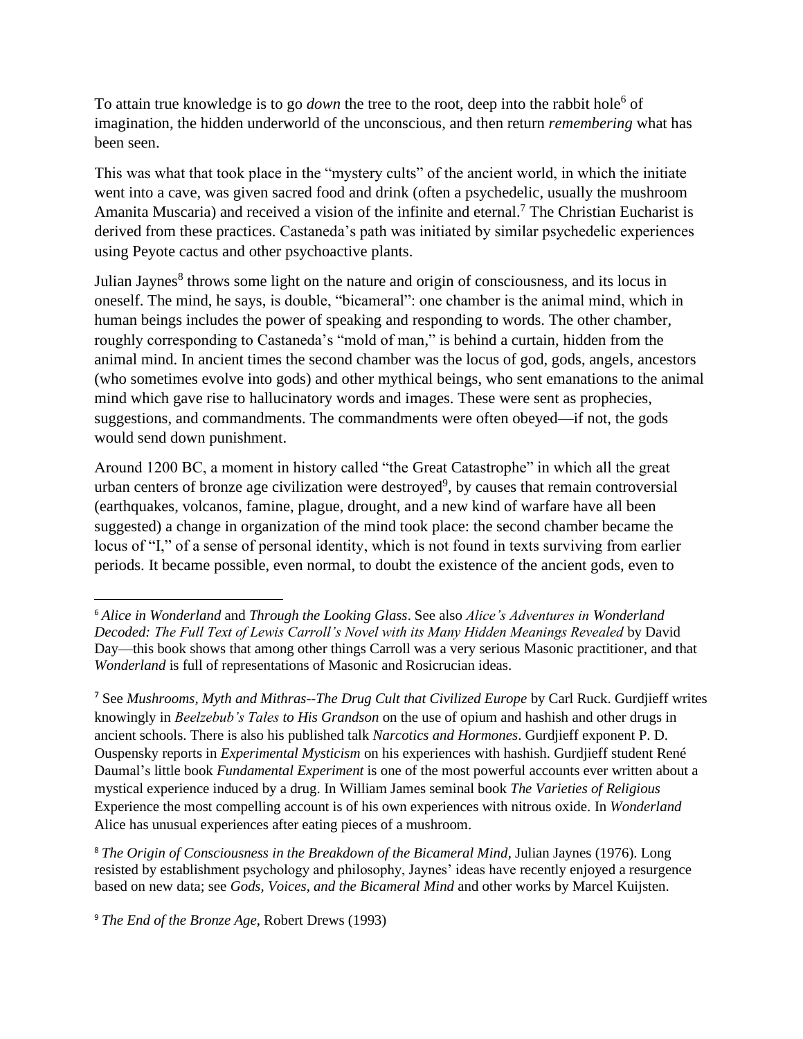To attain true knowledge is to go *down* the tree to the root, deep into the rabbit hole[6] of imagination, the hidden underworld of the unconscious, and then return *remembering* what has been seen.

This was what that took place in the "mystery cults" of the ancient world, in which the initiate went into a cave, was given sacred food and drink (often a psychedelic, usually the mushroom Amanita Muscaria) and received a vision of the infinite and eternal.[7] The Christian Eucharist is derived from these practices. Castaneda's path was initiated by similar psychedelic experiences using Peyote cactus and other psychoactive plants.

Julian Jaynes[8] throws some light on the nature and origin of consciousness, and its locus in oneself. The mind, he says, is double, "bicameral": one chamber is the animal mind, which in human beings includes the power of speaking and responding to words. The other chamber, roughly corresponding to Castaneda's "mold of man," is behind a curtain, hidden from the animal mind. In ancient times the second chamber was the locus of god, gods, angels, ancestors (who sometimes evolve into gods) and other mythical beings, who sent emanations to the animal mind which gave rise to hallucinatory words and images. These were sent as prophecies, suggestions, and commandments. The commandments were often obeyed—if not, the gods would send down punishment.

Around 1200 BC, a moment in history called "the Great Catastrophe" in which all the great urban centers of bronze age civilization were destroyed[9], by causes that remain controversial (earthquakes, volcanos, famine, plague, drought, and a new kind of warfare have all been suggested) a change in organization of the mind took place: the second chamber became the locus of "I," of a sense of personal identity, which is not found in texts surviving from earlier periods. It became possible, even normal, to doubt the existence of the ancient gods, even to

---

[6] *Alice in Wonderland* and *Through the Looking Glass*. See also *Alice's Adventures in Wonderland Decoded: The Full Text of Lewis Carroll's Novel with its Many Hidden Meanings Revealed* by David Day—this book shows that among other things Carroll was a very serious Masonic practitioner, and that *Wonderland* is full of representations of Masonic and Rosicrucian ideas.

[7] See *Mushrooms, Myth and Mithras--The Drug Cult that Civilized Europe* by Carl Ruck. Gurdjieff writes knowingly in *Beelzebub's Tales to His Grandson* on the use of opium and hashish and other drugs in ancient schools. There is also his published talk *Narcotics and Hormones*. Gurdjieff exponent P. D. Ouspensky reports in *Experimental Mysticism* on his experiences with hashish. Gurdjieff student René Daumal's little book *Fundamental Experiment* is one of the most powerful accounts ever written about a mystical experience induced by a drug. In William James seminal book *The Varieties of Religious* Experience the most compelling account is of his own experiences with nitrous oxide. In *Wonderland* Alice has unusual experiences after eating pieces of a mushroom.

[8] *The Origin of Consciousness in the Breakdown of the Bicameral Mind*, Julian Jaynes (1976). Long resisted by establishment psychology and philosophy, Jaynes' ideas have recently enjoyed a resurgence based on new data; see *Gods, Voices, and the Bicameral Mind* and other works by Marcel Kuijsten.

[9] *The End of the Bronze Age*, Robert Drews (1993)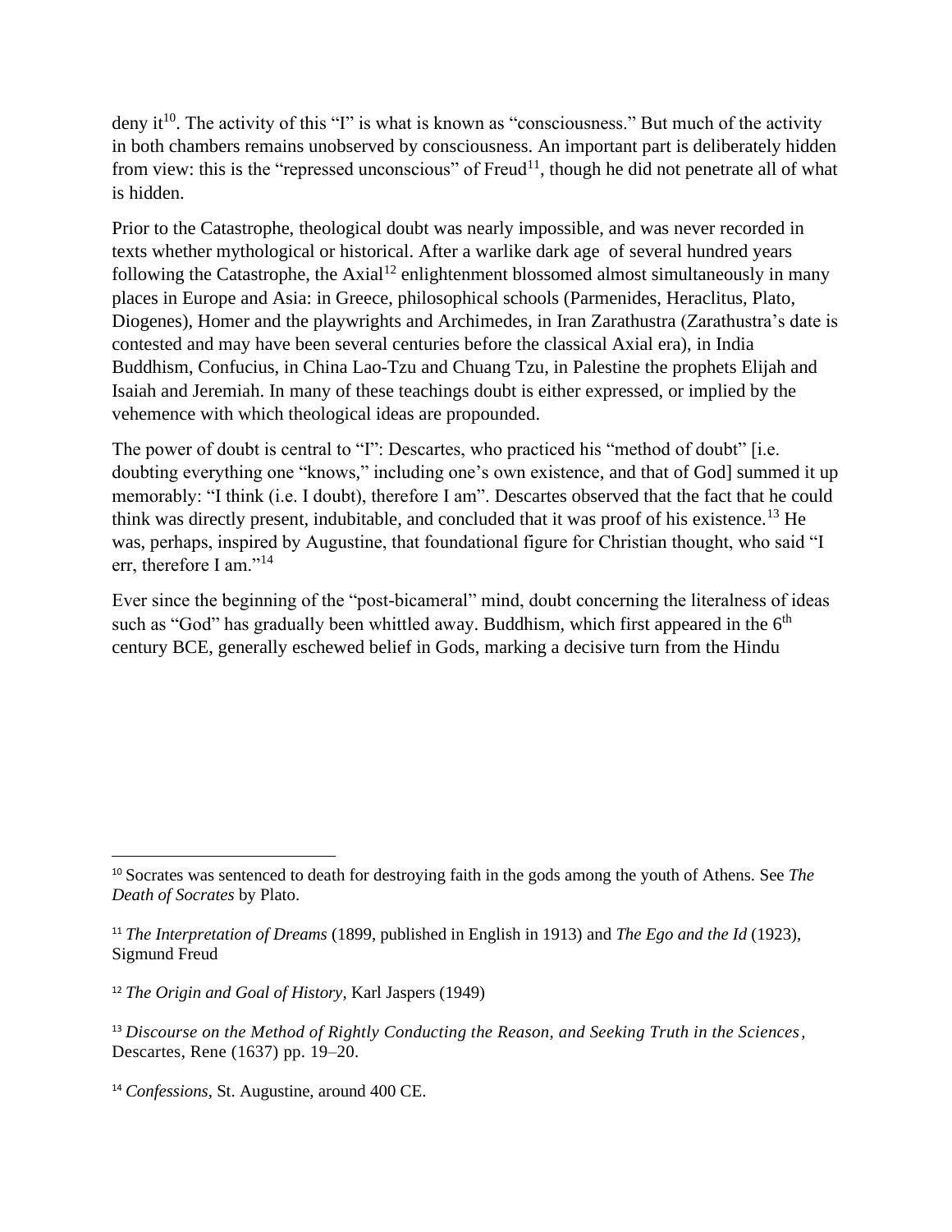deny it[10]. The activity of this "I" is what is known as "consciousness." But much of the activity in both chambers remains unobserved by consciousness. An important part is deliberately hidden from view: this is the "repressed unconscious" of Freud[11], though he did not penetrate all of what is hidden.

Prior to the Catastrophe, theological doubt was nearly impossible, and was never recorded in texts whether mythological or historical. After a warlike dark age of several hundred years following the Catastrophe, the Axial[12] enlightenment blossomed almost simultaneously in many places in Europe and Asia: in Greece, philosophical schools (Parmenides, Heraclitus, Plato, Diogenes), Homer and the playwrights and Archimedes, in Iran Zarathustra (Zarathustra's date is contested and may have been several centuries before the classical Axial era), in India Buddhism, Confucius, in China Lao-Tzu and Chuang Tzu, in Palestine the prophets Elijah and Isaiah and Jeremiah. In many of these teachings doubt is either expressed, or implied by the vehemence with which theological ideas are propounded.

The power of doubt is central to "I": Descartes, who practiced his "method of doubt" [i.e. doubting everything one "knows," including one's own existence, and that of God] summed it up memorably: "I think (i.e. I doubt), therefore I am". Descartes observed that the fact that he could think was directly present, indubitable, and concluded that it was proof of his existence.[13] He was, perhaps, inspired by Augustine, that foundational figure for Christian thought, who said "I err, therefore I am."[14]

Ever since the beginning of the "post-bicameral" mind, doubt concerning the literalness of ideas such as "God" has gradually been whittled away. Buddhism, which first appeared in the 6th century BCE, generally eschewed belief in Gods, marking a decisive turn from the Hindu

---

[10] Socrates was sentenced to death for destroying faith in the gods among the youth of Athens. See *The Death of Socrates* by Plato.

[11] *The Interpretation of Dreams* (1899, published in English in 1913) and *The Ego and the Id* (1923), Sigmund Freud

[12] *The Origin and Goal of History*, Karl Jaspers (1949)

[13] *Discourse on the Method of Rightly Conducting the Reason, and Seeking Truth in the Sciences*, Descartes, Rene (1637) pp. 19–20.

[14] *Confessions*, St. Augustine, around 400 CE.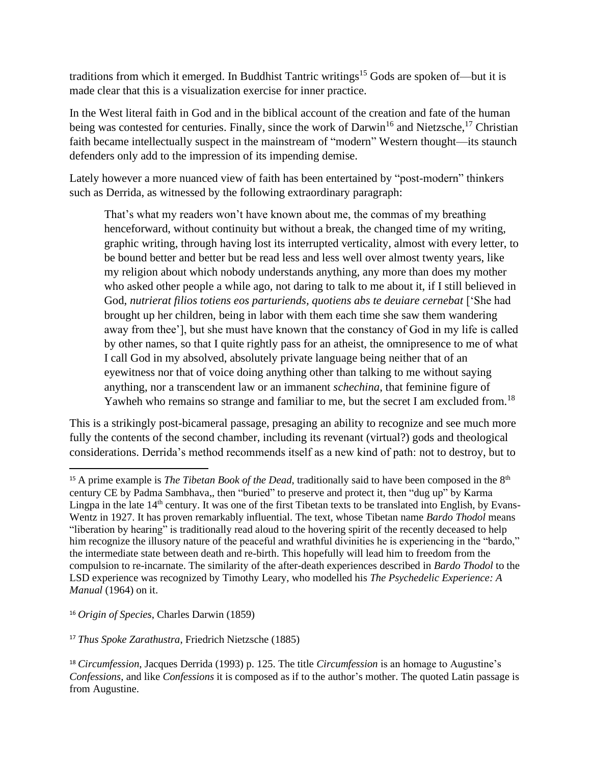traditions from which it emerged. In Buddhist Tantric writings[15] Gods are spoken of—but it is made clear that this is a visualization exercise for inner practice.

In the West literal faith in God and in the biblical account of the creation and fate of the human being was contested for centuries. Finally, since the work of Darwin[16] and Nietzsche,[17] Christian faith became intellectually suspect in the mainstream of "modern" Western thought—its staunch defenders only add to the impression of its impending demise.

Lately however a more nuanced view of faith has been entertained by "post-modern" thinkers such as Derrida, as witnessed by the following extraordinary paragraph:

> That's what my readers won't have known about me, the commas of my breathing henceforward, without continuity but without a break, the changed time of my writing, graphic writing, through having lost its interrupted verticality, almost with every letter, to be bound better and better but be read less and less well over almost twenty years, like my religion about which nobody understands anything, any more than does my mother who asked other people a while ago, not daring to talk to me about it, if I still believed in God, *nutrierat filios totiens eos parturiends, quotiens abs te deuiare cernebat* ['She had brought up her children, being in labor with them each time she saw them wandering away from thee'], but she must have known that the constancy of God in my life is called by other names, so that I quite rightly pass for an atheist, the omnipresence to me of what I call God in my absolved, absolutely private language being neither that of an eyewitness nor that of voice doing anything other than talking to me without saying anything, nor a transcendent law or an immanent *schechina*, that feminine figure of Yawheh who remains so strange and familiar to me, but the secret I am excluded from.[18]

This is a strikingly post-bicameral passage, presaging an ability to recognize and see much more fully the contents of the second chamber, including its revenant (virtual?) gods and theological considerations. Derrida's method recommends itself as a new kind of path: not to destroy, but to

---

[15] A prime example is *The Tibetan Book of the Dead*, traditionally said to have been composed in the 8th century CE by Padma Sambhava,, then "buried" to preserve and protect it, then "dug up" by Karma Lingpa in the late 14th century. It was one of the first Tibetan texts to be translated into English, by Evans-Wentz in 1927. It has proven remarkably influential. The text, whose Tibetan name *Bardo Thodol* means "liberation by hearing" is traditionally read aloud to the hovering spirit of the recently deceased to help him recognize the illusory nature of the peaceful and wrathful divinities he is experiencing in the "bardo," the intermediate state between death and re-birth. This hopefully will lead him to freedom from the compulsion to re-incarnate. The similarity of the after-death experiences described in *Bardo Thodol* to the LSD experience was recognized by Timothy Leary, who modelled his *The Psychedelic Experience: A Manual* (1964) on it.

[16] *Origin of Species*, Charles Darwin (1859)

[17] *Thus Spoke Zarathustra*, Friedrich Nietzsche (1885)

[18] *Circumfession*, Jacques Derrida (1993) p. 125. The title *Circumfession* is an homage to Augustine's *Confessions,* and like *Confessions* it is composed as if to the author's mother. The quoted Latin passage is from Augustine.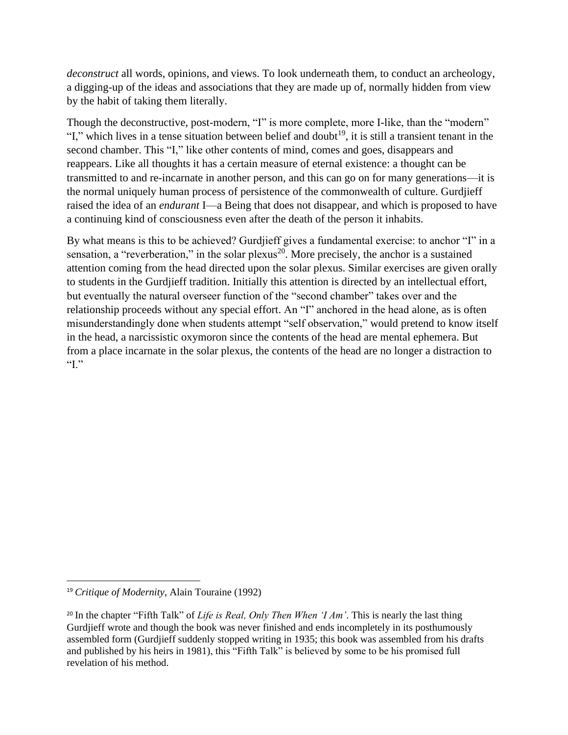*deconstruct* all words, opinions, and views. To look underneath them, to conduct an archeology, a digging-up of the ideas and associations that they are made up of, normally hidden from view by the habit of taking them literally.

Though the deconstructive, post-modern, "I" is more complete, more I-like, than the "modern" "I," which lives in a tense situation between belief and doubt[19], it is still a transient tenant in the second chamber. This "I," like other contents of mind, comes and goes, disappears and reappears. Like all thoughts it has a certain measure of eternal existence: a thought can be transmitted to and re-incarnate in another person, and this can go on for many generations—it is the normal uniquely human process of persistence of the commonwealth of culture. Gurdjieff raised the idea of an *endurant* I—a Being that does not disappear, and which is proposed to have a continuing kind of consciousness even after the death of the person it inhabits.

By what means is this to be achieved? Gurdjieff gives a fundamental exercise: to anchor "I" in a sensation, a "reverberation," in the solar plexus[20]. More precisely, the anchor is a sustained attention coming from the head directed upon the solar plexus. Similar exercises are given orally to students in the Gurdjieff tradition. Initially this attention is directed by an intellectual effort, but eventually the natural overseer function of the "second chamber" takes over and the relationship proceeds without any special effort. An "I" anchored in the head alone, as is often misunderstandingly done when students attempt "self observation," would pretend to know itself in the head, a narcissistic oxymoron since the contents of the head are mental ephemera. But from a place incarnate in the solar plexus, the contents of the head are no longer a distraction to "I."

---

[19] *Critique of Modernity*, Alain Touraine (1992)

[20] In the chapter "Fifth Talk" of *Life is Real, Only Then When 'I Am'*. This is nearly the last thing Gurdjieff wrote and though the book was never finished and ends incompletely in its posthumously assembled form (Gurdjieff suddenly stopped writing in 1935; this book was assembled from his drafts and published by his heirs in 1981), this "Fifth Talk" is believed by some to be his promised full revelation of his method.